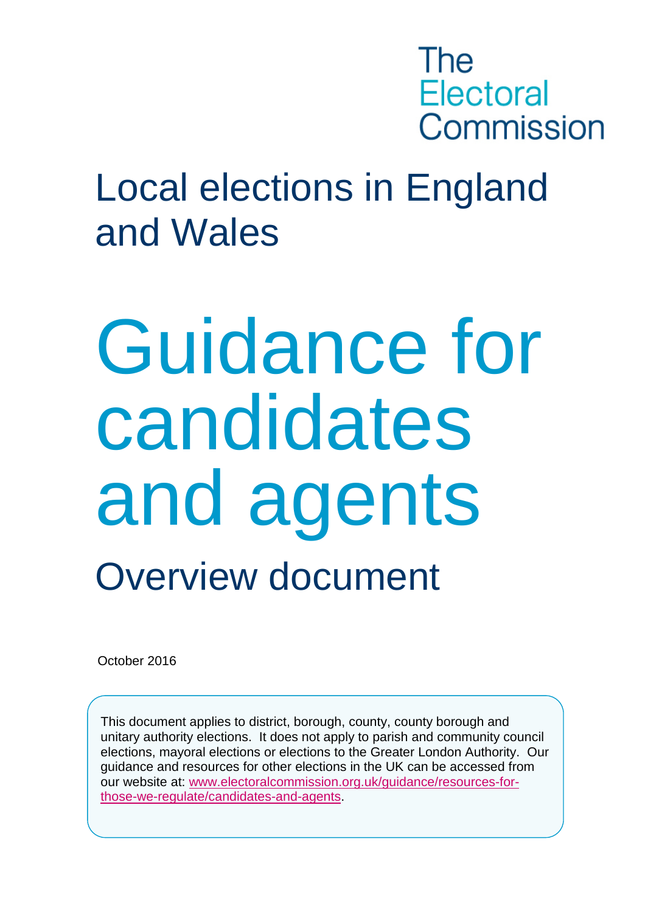The Electoral Commission

# Local elections in England and Wales

# Guidance for candidates and agents

## Overview document

October 2016

This document applies to district, borough, county, county borough and unitary authority elections. It does not apply to parish and community council elections, mayoral elections or elections to the Greater London Authority. Our guidance and resources for other elections in the UK can be accessed from our website at: [www.electoralcommission.org.uk/guidance/resources-for-those-we-regulate/candidates-and-agents](www.electoralcommission.org.uk/guidance/resources-for-those-we-regulate/candidates-and-agents).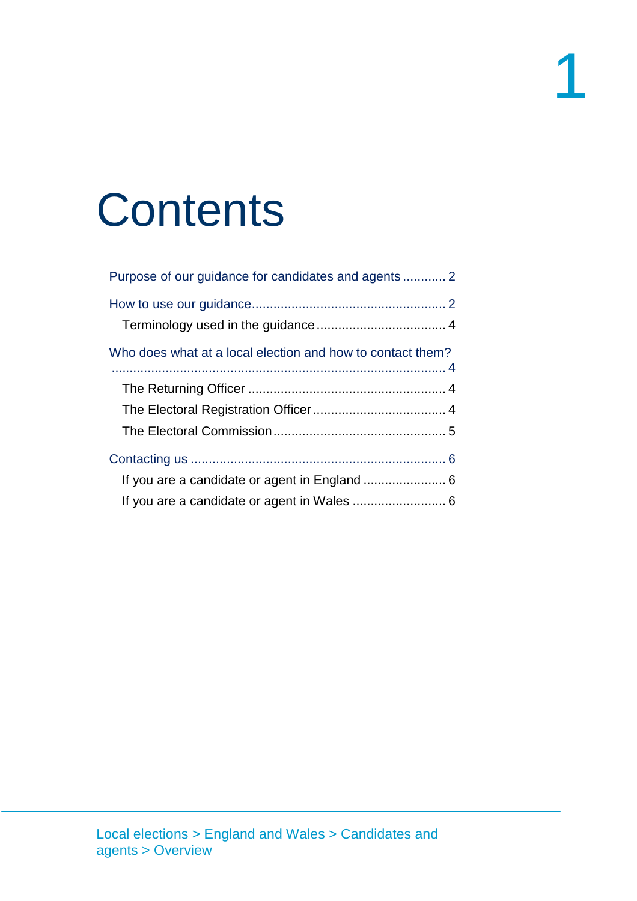# Contents

Purpose of our guidance for candidates and agents ............ 2

How to use our guidance ...................................................... 2

- Terminology used in the guidance .................................... 4

Who does what at a local election and how to contact them? ............................................................................................ 4

- The Returning Officer ....................................................... 4
- The Electoral Registration Officer ..................................... 4
- The Electoral Commission ................................................ 5

Contacting us ....................................................................... 6

- If you are a candidate or agent in England ....................... 6
- If you are a candidate or agent in Wales .......................... 6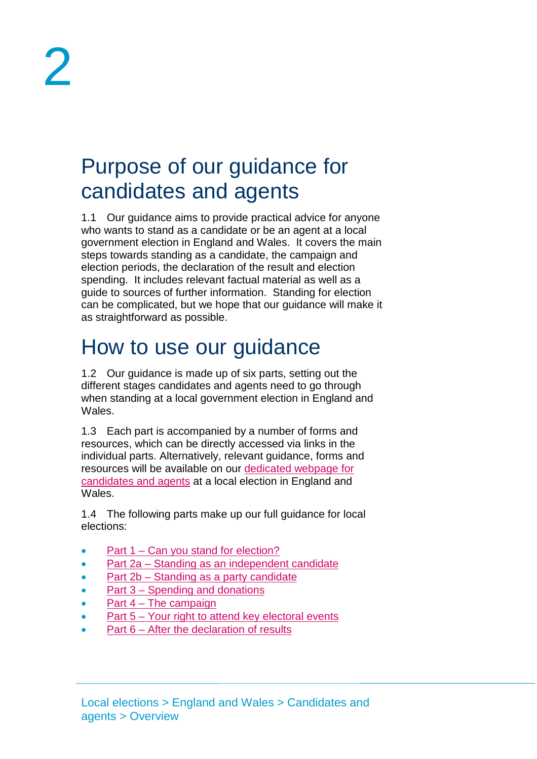# Purpose of our guidance for candidates and agents

1.1 Our guidance aims to provide practical advice for anyone who wants to stand as a candidate or be an agent at a local government election in England and Wales. It covers the main steps towards standing as a candidate, the campaign and election periods, the declaration of the result and election spending. It includes relevant factual material as well as a guide to sources of further information. Standing for election can be complicated, but we hope that our guidance will make it as straightforward as possible.

# How to use our guidance

1.2 Our guidance is made up of six parts, setting out the different stages candidates and agents need to go through when standing at a local government election in England and Wales.

1.3 Each part is accompanied by a number of forms and resources, which can be directly accessed via links in the individual parts. Alternatively, relevant guidance, forms and resources will be available on our dedicated webpage for candidates and agents at a local election in England and Wales.

1.4 The following parts make up our full guidance for local elections:

- Part 1 – Can you stand for election?
- Part 2a – Standing as an independent candidate
- Part 2b – Standing as a party candidate
- Part 3 – Spending and donations
- Part 4 – The campaign
- Part 5 – Your right to attend key electoral events
- Part 6 – After the declaration of results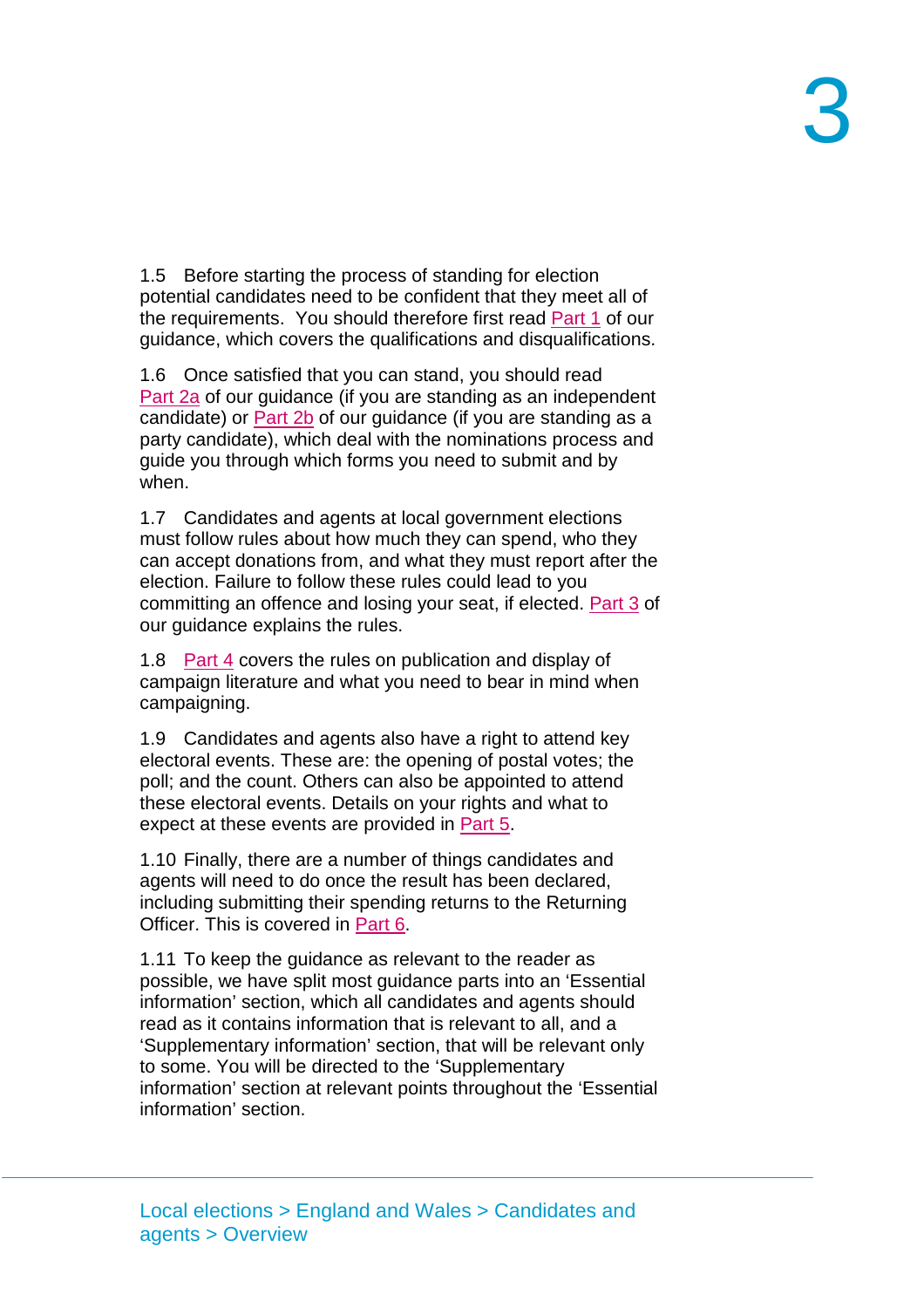1.5 Before starting the process of standing for election potential candidates need to be confident that they meet all of the requirements. You should therefore first read Part 1 of our guidance, which covers the qualifications and disqualifications.

1.6 Once satisfied that you can stand, you should read Part 2a of our guidance (if you are standing as an independent candidate) or Part 2b of our guidance (if you are standing as a party candidate), which deal with the nominations process and guide you through which forms you need to submit and by when.

1.7 Candidates and agents at local government elections must follow rules about how much they can spend, who they can accept donations from, and what they must report after the election. Failure to follow these rules could lead to you committing an offence and losing your seat, if elected. Part 3 of our guidance explains the rules.

1.8 Part 4 covers the rules on publication and display of campaign literature and what you need to bear in mind when campaigning.

1.9 Candidates and agents also have a right to attend key electoral events. These are: the opening of postal votes; the poll; and the count. Others can also be appointed to attend these electoral events. Details on your rights and what to expect at these events are provided in Part 5.

1.10 Finally, there are a number of things candidates and agents will need to do once the result has been declared, including submitting their spending returns to the Returning Officer. This is covered in Part 6.

1.11 To keep the guidance as relevant to the reader as possible, we have split most guidance parts into an 'Essential information' section, which all candidates and agents should read as it contains information that is relevant to all, and a 'Supplementary information' section, that will be relevant only to some. You will be directed to the 'Supplementary information' section at relevant points throughout the 'Essential information' section.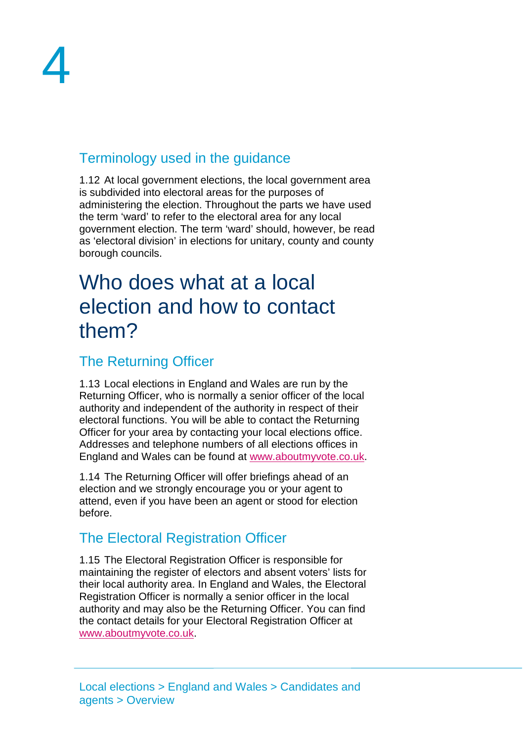## Terminology used in the guidance

1.12 At local government elections, the local government area is subdivided into electoral areas for the purposes of administering the election. Throughout the parts we have used the term 'ward' to refer to the electoral area for any local government election. The term 'ward' should, however, be read as 'electoral division' in elections for unitary, county and county borough councils.

# Who does what at a local election and how to contact them?

## The Returning Officer

1.13 Local elections in England and Wales are run by the Returning Officer, who is normally a senior officer of the local authority and independent of the authority in respect of their electoral functions. You will be able to contact the Returning Officer for your area by contacting your local elections office. Addresses and telephone numbers of all elections offices in England and Wales can be found at www.aboutmyvote.co.uk.

1.14 The Returning Officer will offer briefings ahead of an election and we strongly encourage you or your agent to attend, even if you have been an agent or stood for election before.

## The Electoral Registration Officer

1.15 The Electoral Registration Officer is responsible for maintaining the register of electors and absent voters' lists for their local authority area. In England and Wales, the Electoral Registration Officer is normally a senior officer in the local authority and may also be the Returning Officer. You can find the contact details for your Electoral Registration Officer at www.aboutmyvote.co.uk.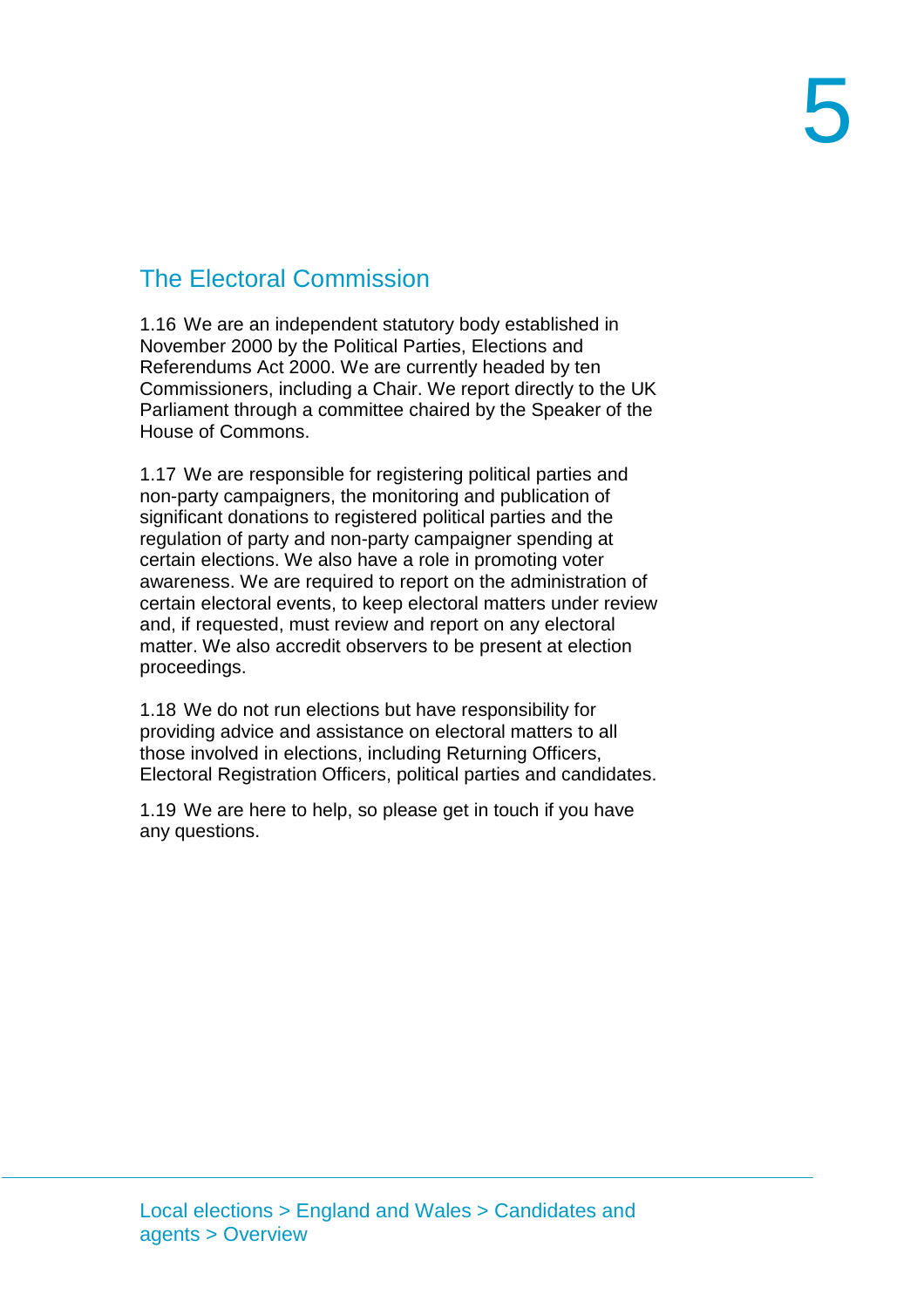## The Electoral Commission

1.16 We are an independent statutory body established in November 2000 by the Political Parties, Elections and Referendums Act 2000. We are currently headed by ten Commissioners, including a Chair. We report directly to the UK Parliament through a committee chaired by the Speaker of the House of Commons.

1.17 We are responsible for registering political parties and non-party campaigners, the monitoring and publication of significant donations to registered political parties and the regulation of party and non-party campaigner spending at certain elections. We also have a role in promoting voter awareness. We are required to report on the administration of certain electoral events, to keep electoral matters under review and, if requested, must review and report on any electoral matter. We also accredit observers to be present at election proceedings.

1.18 We do not run elections but have responsibility for providing advice and assistance on electoral matters to all those involved in elections, including Returning Officers, Electoral Registration Officers, political parties and candidates.

1.19 We are here to help, so please get in touch if you have any questions.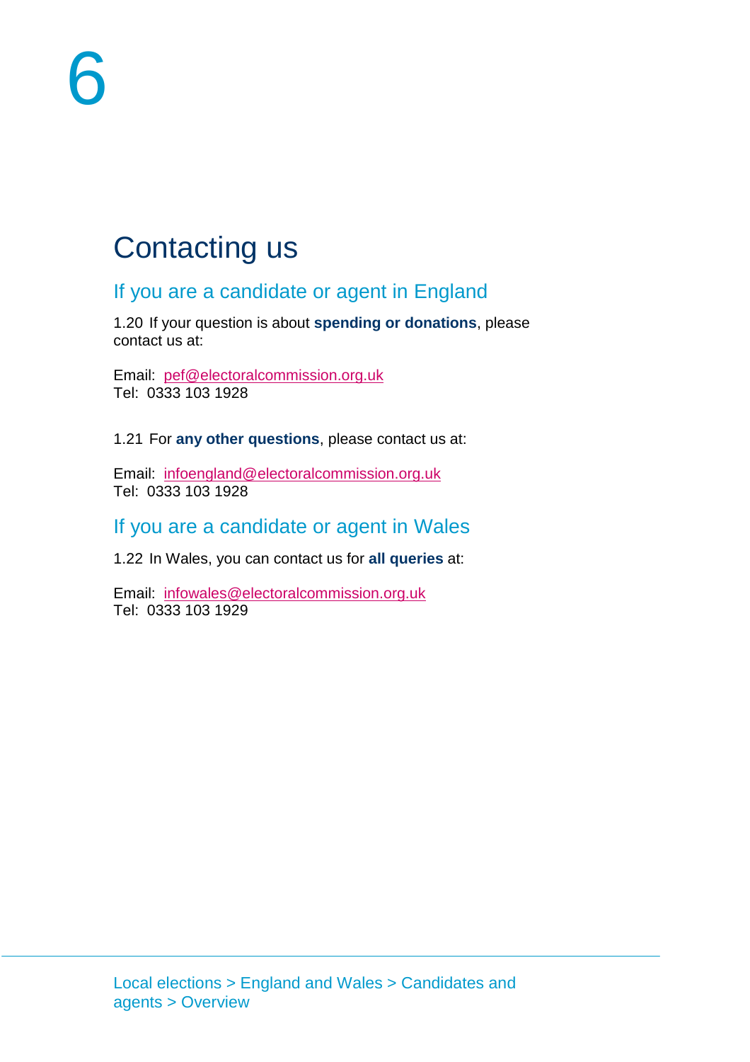# 6

## Contacting us

### If you are a candidate or agent in England

1.20 If your question is about **spending or donations**, please contact us at:

Email: pef@electoralcommission.org.uk
Tel: 0333 103 1928

1.21 For **any other questions**, please contact us at:

Email: infoengland@electoralcommission.org.uk
Tel: 0333 103 1928

### If you are a candidate or agent in Wales

1.22 In Wales, you can contact us for **all queries** at:

Email: infowales@electoralcommission.org.uk
Tel: 0333 103 1929